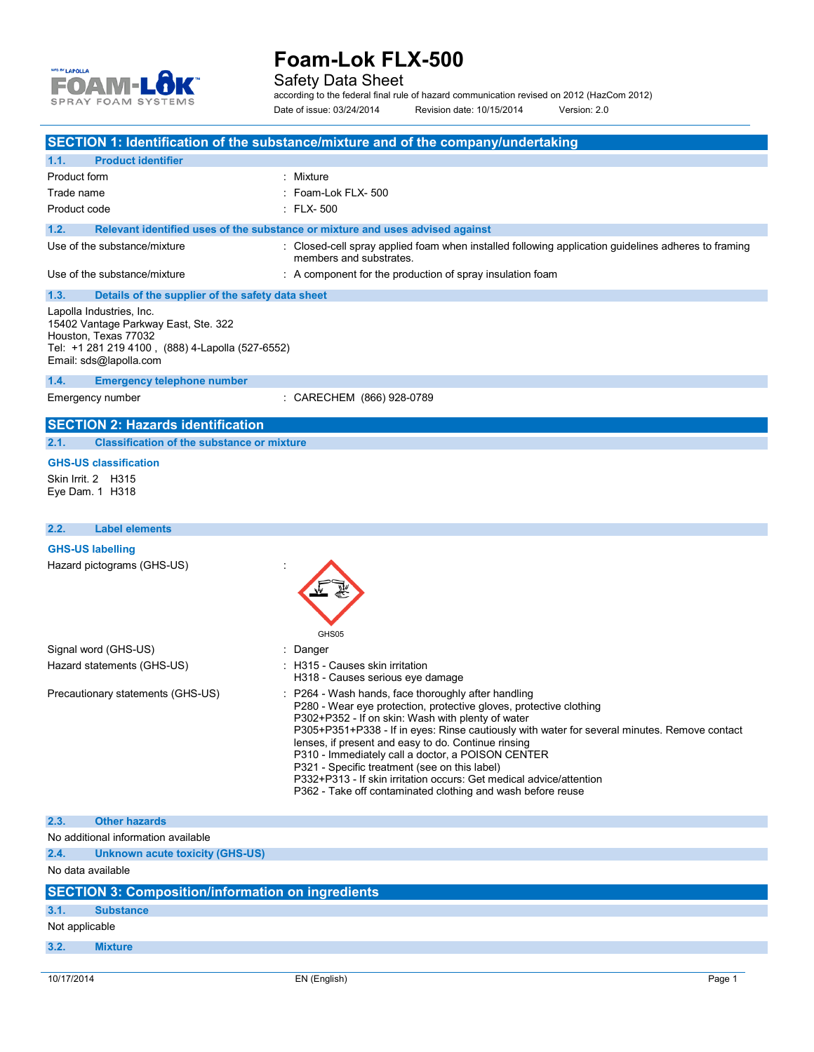# Foam-Lok FLX-500

Safety Data Sheet

according to the federal final rule of hazard communication revised on 2012 (HazCom 2012)

Date of issue: 03/24/2014 Revision date: 10/15/2014 Version: 2.0

## SECTION 1: Identification of the substance/mixture and of the company/undertaking

### 1.1. Product identifier

| | |
|---|---|
| Product form | : Mixture |
| Trade name | : Foam-Lok FLX- 500 |
| Product code | : FLX- 500 |

### 1.2. Relevant identified uses of the substance or mixture and uses advised against

| | |
|---|---|
| Use of the substance/mixture | : Closed-cell spray applied foam when installed following application guidelines adheres to framing members and substrates. |
| Use of the substance/mixture | : A component for the production of spray insulation foam |

### 1.3. Details of the supplier of the safety data sheet

Lapolla Industries, Inc.
15402 Vantage Parkway East, Ste. 322
Houston, Texas 77032
Tel: +1 281 219 4100 , (888) 4-Lapolla (527-6552)
Email: sds@lapolla.com

### 1.4. Emergency telephone number

| | |
|---|---|
| Emergency number | : CARECHEM (866) 928-0789 |

## SECTION 2: Hazards identification

### 2.1. Classification of the substance or mixture

**GHS-US classification**

Skin Irrit. 2 H315
Eye Dam. 1 H318

### 2.2. Label elements

**GHS-US labelling**

Hazard pictograms (GHS-US) :

GHS05

| | |
|---|---|
| Signal word (GHS-US) | : Danger |
| Hazard statements (GHS-US) | : H315 - Causes skin irritation<br>H318 - Causes serious eye damage |
| Precautionary statements (GHS-US) | : P264 - Wash hands, face thoroughly after handling<br>P280 - Wear eye protection, protective gloves, protective clothing<br>P302+P352 - If on skin: Wash with plenty of water<br>P305+P351+P338 - If in eyes: Rinse cautiously with water for several minutes. Remove contact lenses, if present and easy to do. Continue rinsing<br>P310 - Immediately call a doctor, a POISON CENTER<br>P321 - Specific treatment (see on this label)<br>P332+P313 - If skin irritation occurs: Get medical advice/attention<br>P362 - Take off contaminated clothing and wash before reuse |

### 2.3. Other hazards

No additional information available

### 2.4. Unknown acute toxicity (GHS-US)

No data available

## SECTION 3: Composition/information on ingredients

### 3.1. Substance

Not applicable

### 3.2. Mixture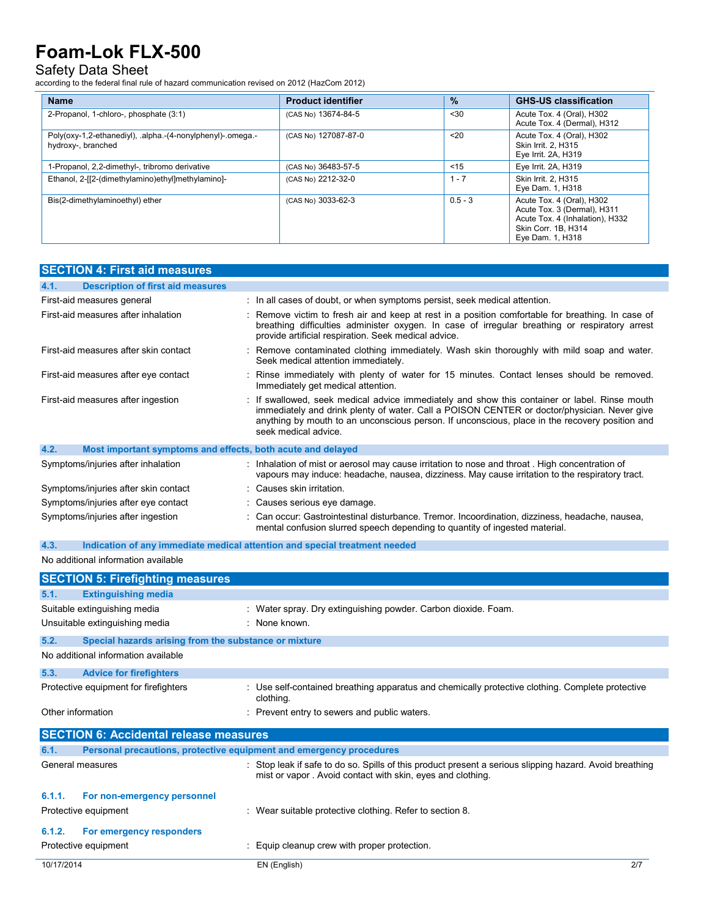| Name | Product identifier | % | GHS-US classification |
|---|---|---|---|
| 2-Propanol, 1-chloro-, phosphate (3:1) | (CAS No) 13674-84-5 | <30 | Acute Tox. 4 (Oral), H302<br>Acute Tox. 4 (Dermal), H312 |
| Poly(oxy-1,2-ethanediyl), .alpha.-(4-nonylphenyl)-.omega.-hydroxy-, branched | (CAS No) 127087-87-0 | <20 | Acute Tox. 4 (Oral), H302<br>Skin Irrit. 2, H315<br>Eye Irrit. 2A, H319 |
| 1-Propanol, 2,2-dimethyl-, tribromo derivative | (CAS No) 36483-57-5 | <15 | Eye Irrit. 2A, H319 |
| Ethanol, 2-[[2-(dimethylamino)ethyl]methylamino]- | (CAS No) 2212-32-0 | 1 - 7 | Skin Irrit. 2, H315<br>Eye Dam. 1, H318 |
| Bis(2-dimethylaminoethyl) ether | (CAS No) 3033-62-3 | 0.5 - 3 | Acute Tox. 4 (Oral), H302<br>Acute Tox. 3 (Dermal), H311<br>Acute Tox. 4 (Inhalation), H332<br>Skin Corr. 1B, H314<br>Eye Dam. 1, H318 |

## SECTION 4: First aid measures

### 4.1. Description of first aid measures

First-aid measures general : In all cases of doubt, or when symptoms persist, seek medical attention.

First-aid measures after inhalation : Remove victim to fresh air and keep at rest in a position comfortable for breathing. In case of breathing difficulties administer oxygen. In case of irregular breathing or respiratory arrest provide artificial respiration. Seek medical advice.

First-aid measures after skin contact : Remove contaminated clothing immediately. Wash skin thoroughly with mild soap and water. Seek medical attention immediately.

First-aid measures after eye contact : Rinse immediately with plenty of water for 15 minutes. Contact lenses should be removed. Immediately get medical attention.

First-aid measures after ingestion : If swallowed, seek medical advice immediately and show this container or label. Rinse mouth immediately and drink plenty of water. Call a POISON CENTER or doctor/physician. Never give anything by mouth to an unconscious person. If unconscious, place in the recovery position and seek medical advice.

### 4.2. Most important symptoms and effects, both acute and delayed

Symptoms/injuries after inhalation : Inhalation of mist or aerosol may cause irritation to nose and throat . High concentration of vapours may induce: headache, nausea, dizziness. May cause irritation to the respiratory tract.

Symptoms/injuries after skin contact : Causes skin irritation.

Symptoms/injuries after eye contact : Causes serious eye damage.

Symptoms/injuries after ingestion : Can occur: Gastrointestinal disturbance. Tremor. Incoordination, dizziness, headache, nausea, mental confusion slurred speech depending to quantity of ingested material.

### 4.3. Indication of any immediate medical attention and special treatment needed

No additional information available

## SECTION 5: Firefighting measures

### 5.1. Extinguishing media

Suitable extinguishing media : Water spray. Dry extinguishing powder. Carbon dioxide. Foam.

Unsuitable extinguishing media : None known.

### 5.2. Special hazards arising from the substance or mixture

No additional information available

### 5.3. Advice for firefighters

Protective equipment for firefighters : Use self-contained breathing apparatus and chemically protective clothing. Complete protective clothing.

Other information : Prevent entry to sewers and public waters.

## SECTION 6: Accidental release measures

### 6.1. Personal precautions, protective equipment and emergency procedures

General measures : Stop leak if safe to do so. Spills of this product present a serious slipping hazard. Avoid breathing mist or vapor . Avoid contact with skin, eyes and clothing.

#### 6.1.1. For non-emergency personnel

Protective equipment : Wear suitable protective clothing. Refer to section 8.

#### 6.1.2. For emergency responders

Protective equipment : Equip cleanup crew with proper protection.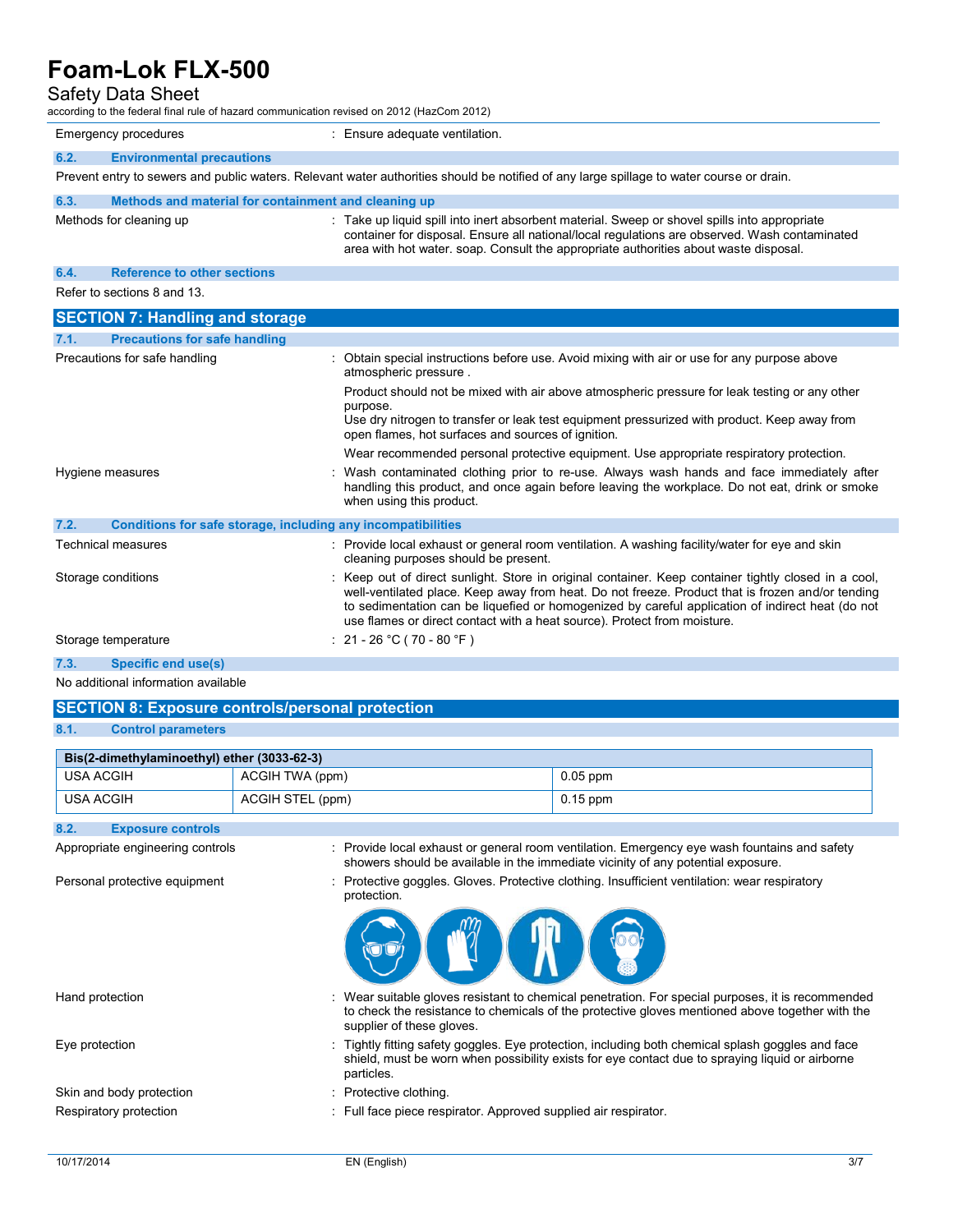| | |
|---|---|
| Emergency procedures | : Ensure adequate ventilation. |

### 6.2. Environmental precautions

Prevent entry to sewers and public waters. Relevant water authorities should be notified of any large spillage to water course or drain.

### 6.3. Methods and material for containment and cleaning up

| | |
|---|---|
| Methods for cleaning up | : Take up liquid spill into inert absorbent material. Sweep or shovel spills into appropriate container for disposal. Ensure all national/local regulations are observed. Wash contaminated area with hot water. soap. Consult the appropriate authorities about waste disposal. |

### 6.4. Reference to other sections

Refer to sections 8 and 13.

## SECTION 7: Handling and storage

### 7.1. Precautions for safe handling

| | |
|---|---|
| Precautions for safe handling | : Obtain special instructions before use. Avoid mixing with air or use for any purpose above atmospheric pressure .<br>Product should not be mixed with air above atmospheric pressure for leak testing or any other purpose.<br>Use dry nitrogen to transfer or leak test equipment pressurized with product. Keep away from open flames, hot surfaces and sources of ignition.<br>Wear recommended personal protective equipment. Use appropriate respiratory protection. |
| Hygiene measures | : Wash contaminated clothing prior to re-use. Always wash hands and face immediately after handling this product, and once again before leaving the workplace. Do not eat, drink or smoke when using this product. |

### 7.2. Conditions for safe storage, including any incompatibilities

| | |
|---|---|
| Technical measures | : Provide local exhaust or general room ventilation. A washing facility/water for eye and skin cleaning purposes should be present. |
| Storage conditions | : Keep out of direct sunlight. Store in original container. Keep container tightly closed in a cool, well-ventilated place. Keep away from heat. Do not freeze. Product that is frozen and/or tending to sedimentation can be liquefied or homogenized by careful application of indirect heat (do not use flames or direct contact with a heat source). Protect from moisture. |
| Storage temperature | : 21 - 26 °C ( 70 - 80 °F ) |

### 7.3. Specific end use(s)

No additional information available

## SECTION 8: Exposure controls/personal protection

### 8.1. Control parameters

| Bis(2-dimethylaminoethyl) ether (3033-62-3) | | |
|---|---|---|
| USA ACGIH | ACGIH TWA (ppm) | 0.05 ppm |
| USA ACGIH | ACGIH STEL (ppm) | 0.15 ppm |

### 8.2. Exposure controls

| | |
|---|---|
| Appropriate engineering controls | : Provide local exhaust or general room ventilation. Emergency eye wash fountains and safety showers should be available in the immediate vicinity of any potential exposure. |
| Personal protective equipment | : Protective goggles. Gloves. Protective clothing. Insufficient ventilation: wear respiratory protection. |
| Hand protection | : Wear suitable gloves resistant to chemical penetration. For special purposes, it is recommended to check the resistance to chemicals of the protective gloves mentioned above together with the supplier of these gloves. |
| Eye protection | : Tightly fitting safety goggles. Eye protection, including both chemical splash goggles and face shield, must be worn when possibility exists for eye contact due to spraying liquid or airborne particles. |
| Skin and body protection | : Protective clothing. |
| Respiratory protection | : Full face piece respirator. Approved supplied air respirator. |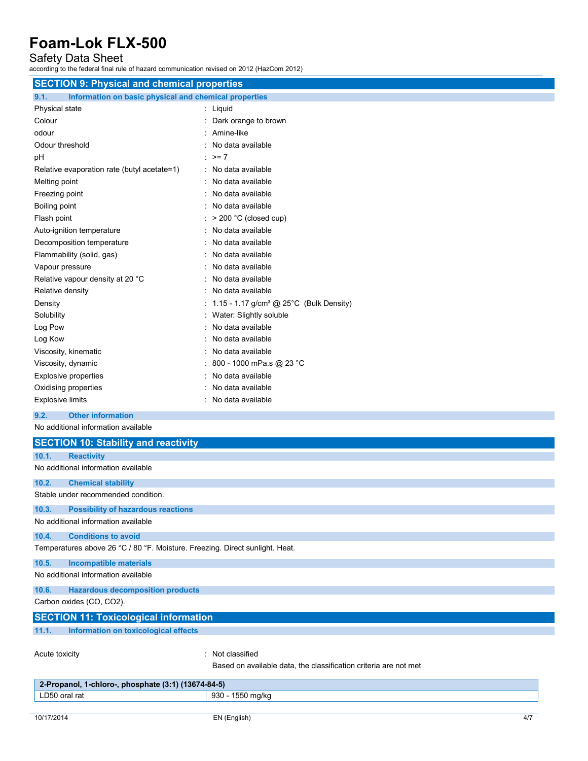## SECTION 9: Physical and chemical properties

### 9.1. Information on basic physical and chemical properties

| Property | Value |
|---|---|
| Physical state | Liquid |
| Colour | Dark orange to brown |
| odour | Amine-like |
| Odour threshold | No data available |
| pH | >= 7 |
| Relative evaporation rate (butyl acetate=1) | No data available |
| Melting point | No data available |
| Freezing point | No data available |
| Boiling point | No data available |
| Flash point | > 200 °C (closed cup) |
| Auto-ignition temperature | No data available |
| Decomposition temperature | No data available |
| Flammability (solid, gas) | No data available |
| Vapour pressure | No data available |
| Relative vapour density at 20 °C | No data available |
| Relative density | No data available |
| Density | 1.15 - 1.17 g/cm³ @ 25°C (Bulk Density) |
| Solubility | Water: Slightly soluble |
| Log Pow | No data available |
| Log Kow | No data available |
| Viscosity, kinematic | No data available |
| Viscosity, dynamic | 800 - 1000 mPa.s @ 23 °C |
| Explosive properties | No data available |
| Oxidising properties | No data available |
| Explosive limits | No data available |

### 9.2. Other information

No additional information available

## SECTION 10: Stability and reactivity

### 10.1. Reactivity

No additional information available

### 10.2. Chemical stability

Stable under recommended condition.

### 10.3. Possibility of hazardous reactions

No additional information available

### 10.4. Conditions to avoid

Temperatures above 26 °C / 80 °F. Moisture. Freezing. Direct sunlight. Heat.

### 10.5. Incompatible materials

No additional information available

### 10.6. Hazardous decomposition products

Carbon oxides (CO, $CO_2$).

## SECTION 11: Toxicological information

### 11.1. Information on toxicological effects

Acute toxicity : Not classified

Based on available data, the classification criteria are not met

| 2-Propanol, 1-chloro-, phosphate (3:1) (13674-84-5) | |
|---|---|
| LD50 oral rat | 930 - 1550 mg/kg |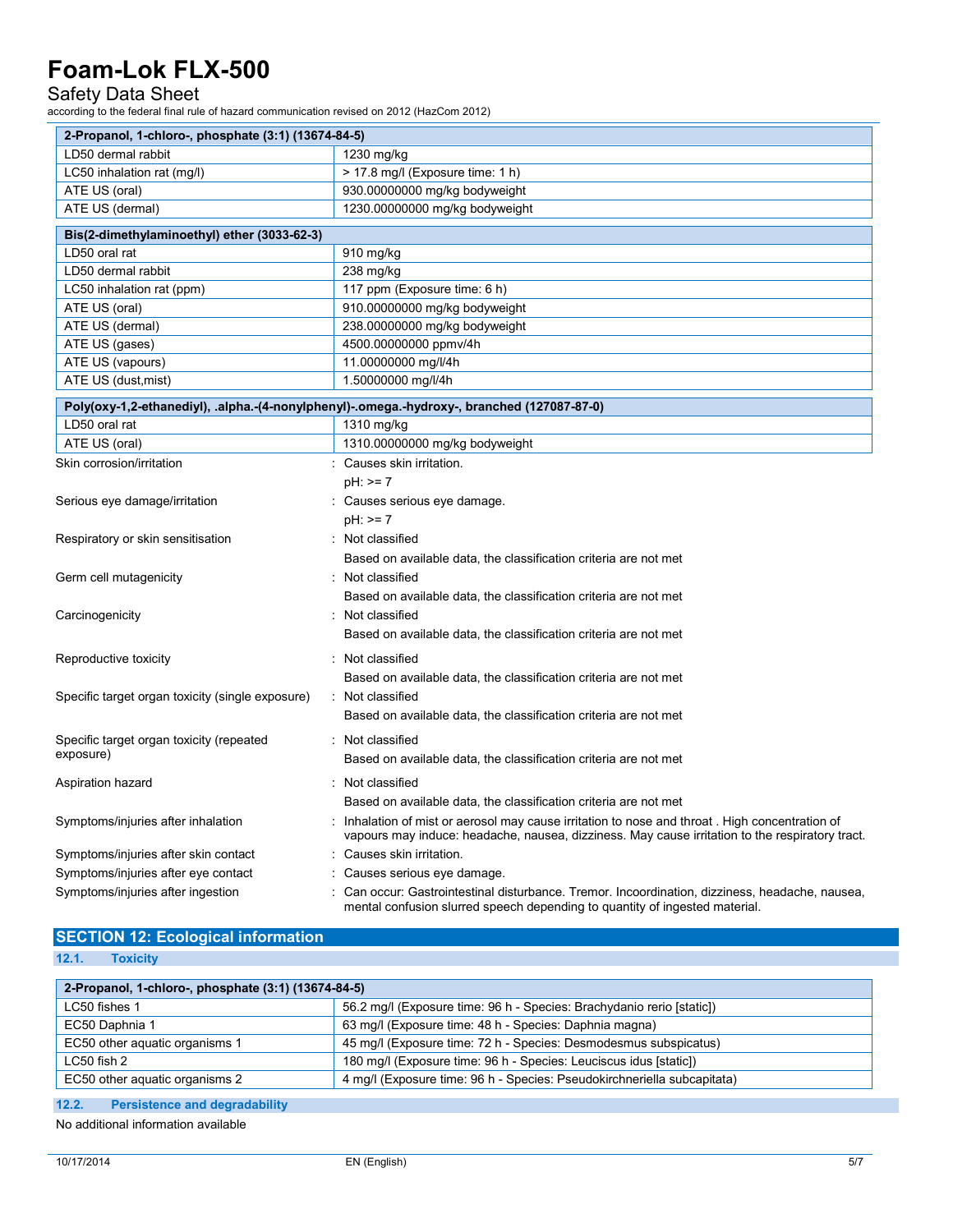| 2-Propanol, 1-chloro-, phosphate (3:1) (13674-84-5) | |
|---|---|
| LD50 dermal rabbit | 1230 mg/kg |
| LC50 inhalation rat (mg/l) | > 17.8 mg/l (Exposure time: 1 h) |
| ATE US (oral) | 930.00000000 mg/kg bodyweight |
| ATE US (dermal) | 1230.00000000 mg/kg bodyweight |

| Bis(2-dimethylaminoethyl) ether (3033-62-3) | |
|---|---|
| LD50 oral rat | 910 mg/kg |
| LD50 dermal rabbit | 238 mg/kg |
| LC50 inhalation rat (ppm) | 117 ppm (Exposure time: 6 h) |
| ATE US (oral) | 910.00000000 mg/kg bodyweight |
| ATE US (dermal) | 238.00000000 mg/kg bodyweight |
| ATE US (gases) | 4500.00000000 ppmv/4h |
| ATE US (vapours) | 11.00000000 mg/l/4h |
| ATE US (dust,mist) | 1.50000000 mg/l/4h |

| Poly(oxy-1,2-ethanediyl), .alpha.-(4-nonylphenyl)-.omega.-hydroxy-, branched (127087-87-0) | |
|---|---|
| LD50 oral rat | 1310 mg/kg |
| ATE US (oral) | 1310.00000000 mg/kg bodyweight |

Skin corrosion/irritation : Causes skin irritation.
pH: >= 7

Serious eye damage/irritation : Causes serious eye damage.
pH: >= 7

Respiratory or skin sensitisation : Not classified
Based on available data, the classification criteria are not met

Germ cell mutagenicity : Not classified
Based on available data, the classification criteria are not met

Carcinogenicity : Not classified
Based on available data, the classification criteria are not met

Reproductive toxicity : Not classified
Based on available data, the classification criteria are not met

Specific target organ toxicity (single exposure) : Not classified
Based on available data, the classification criteria are not met

Specific target organ toxicity (repeated exposure) : Not classified
Based on available data, the classification criteria are not met

Aspiration hazard : Not classified
Based on available data, the classification criteria are not met

Symptoms/injuries after inhalation : Inhalation of mist or aerosol may cause irritation to nose and throat . High concentration of vapours may induce: headache, nausea, dizziness. May cause irritation to the respiratory tract.

Symptoms/injuries after skin contact : Causes skin irritation.

Symptoms/injuries after eye contact : Causes serious eye damage.

Symptoms/injuries after ingestion : Can occur: Gastrointestinal disturbance. Tremor. Incoordination, dizziness, headache, nausea, mental confusion slurred speech depending to quantity of ingested material.

## SECTION 12: Ecological information

### 12.1. Toxicity

| 2-Propanol, 1-chloro-, phosphate (3:1) (13674-84-5) | |
|---|---|
| LC50 fishes 1 | 56.2 mg/l (Exposure time: 96 h - Species: Brachydanio rerio [static]) |
| EC50 Daphnia 1 | 63 mg/l (Exposure time: 48 h - Species: Daphnia magna) |
| EC50 other aquatic organisms 1 | 45 mg/l (Exposure time: 72 h - Species: Desmodesmus subspicatus) |
| LC50 fish 2 | 180 mg/l (Exposure time: 96 h - Species: Leuciscus idus [static]) |
| EC50 other aquatic organisms 2 | 4 mg/l (Exposure time: 96 h - Species: Pseudokirchneriella subcapitata) |

### 12.2. Persistence and degradability

No additional information available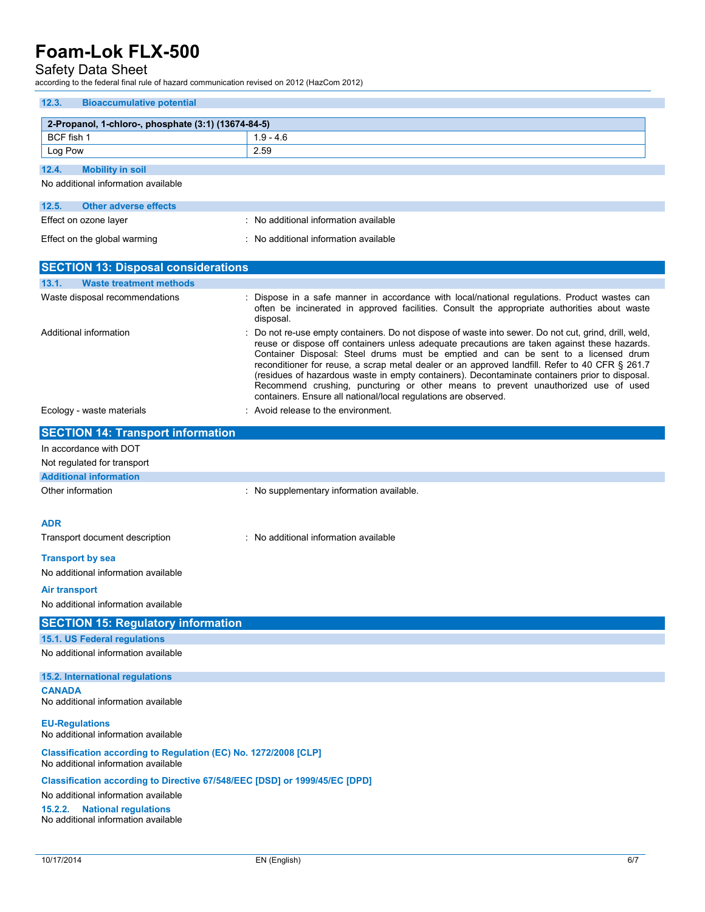### 12.3. Bioaccumulative potential

| 2-Propanol, 1-chloro-, phosphate (3:1) (13674-84-5) | |
|---|---|
| BCF fish 1 | 1.9 - 4.6 |
| Log Pow | 2.59 |

### 12.4. Mobility in soil

No additional information available

### 12.5. Other adverse effects

Effect on ozone layer : No additional information available

Effect on the global warming : No additional information available

## SECTION 13: Disposal considerations

### 13.1. Waste treatment methods

Waste disposal recommendations : Dispose in a safe manner in accordance with local/national regulations. Product wastes can often be incinerated in approved facilities. Consult the appropriate authorities about waste disposal.

Additional information : Do not re-use empty containers. Do not dispose of waste into sewer. Do not cut, grind, drill, weld, reuse or dispose off containers unless adequate precautions are taken against these hazards. Container Disposal: Steel drums must be emptied and can be sent to a licensed drum reconditioner for reuse, a scrap metal dealer or an approved landfill. Refer to 40 CFR § 261.7 (residues of hazardous waste in empty containers). Decontaminate containers prior to disposal. Recommend crushing, puncturing or other means to prevent unauthorized use of used containers. Ensure all national/local regulations are observed.

Ecology - waste materials : Avoid release to the environment.

## SECTION 14: Transport information

In accordance with DOT

Not regulated for transport

### Additional information

Other information : No supplementary information available.

**ADR**

Transport document description : No additional information available

**Transport by sea**

No additional information available

**Air transport**

No additional information available

## SECTION 15: Regulatory information

### 15.1. US Federal regulations

No additional information available

### 15.2. International regulations

**CANADA**

No additional information available

**EU-Regulations**

No additional information available

**Classification according to Regulation (EC) No. 1272/2008 [CLP]**

No additional information available

**Classification according to Directive 67/548/EEC [DSD] or 1999/45/EC [DPD]**

No additional information available

### 15.2.2. National regulations

No additional information available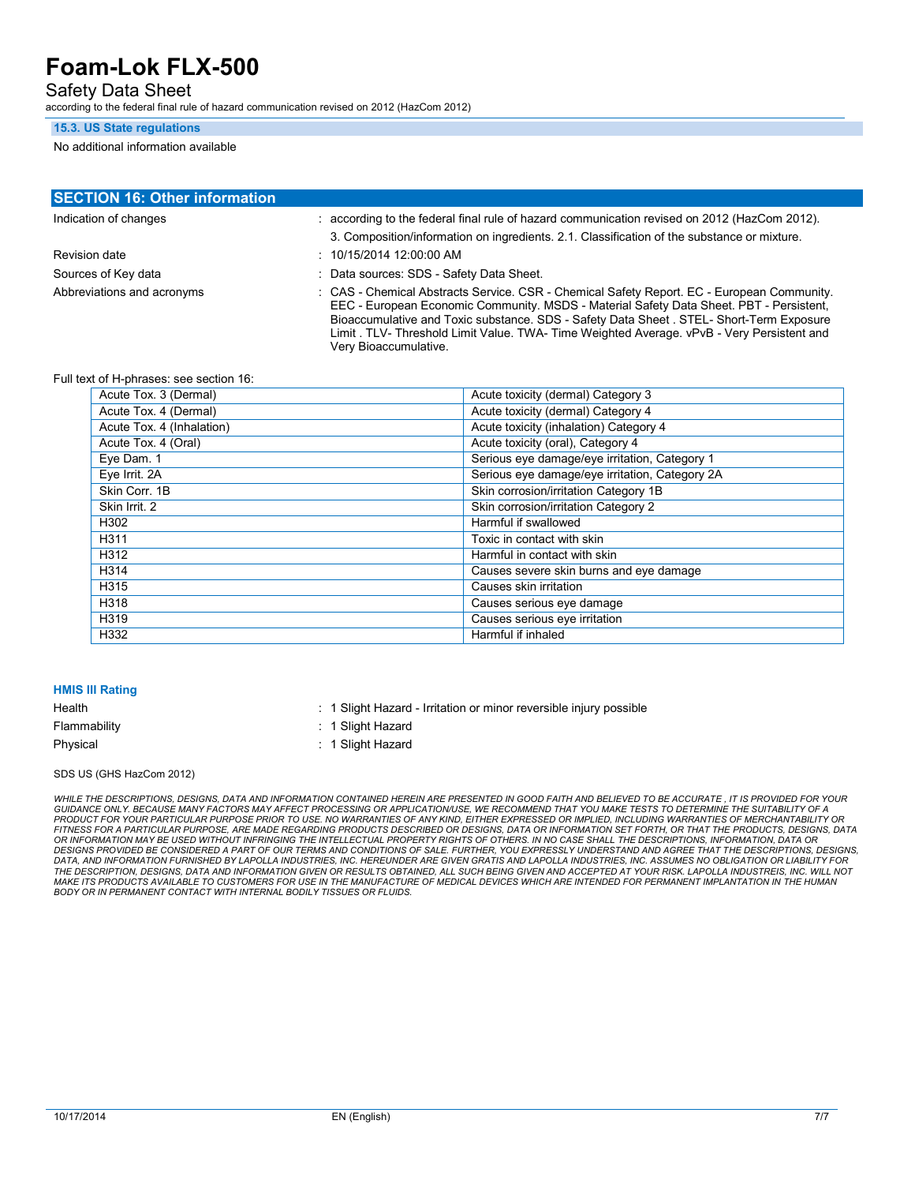### 15.3. US State regulations

No additional information available

## SECTION 16: Other information

| | |
|---|---|
| Indication of changes | : according to the federal final rule of hazard communication revised on 2012 (HazCom 2012). 3. Composition/information on ingredients. 2.1. Classification of the substance or mixture. |
| Revision date | : 10/15/2014 12:00:00 AM |
| Sources of Key data | : Data sources: SDS - Safety Data Sheet. |
| Abbreviations and acronyms | : CAS - Chemical Abstracts Service. CSR - Chemical Safety Report. EC - European Community. EEC - European Economic Community. MSDS - Material Safety Data Sheet. PBT - Persistent, Bioaccumulative and Toxic substance. SDS - Safety Data Sheet . STEL- Short-Term Exposure Limit . TLV- Threshold Limit Value. TWA- Time Weighted Average. vPvB - Very Persistent and Very Bioaccumulative. |

Full text of H-phrases: see section 16:

| | |
|---|---|
| Acute Tox. 3 (Dermal) | Acute toxicity (dermal) Category 3 |
| Acute Tox. 4 (Dermal) | Acute toxicity (dermal) Category 4 |
| Acute Tox. 4 (Inhalation) | Acute toxicity (inhalation) Category 4 |
| Acute Tox. 4 (Oral) | Acute toxicity (oral), Category 4 |
| Eye Dam. 1 | Serious eye damage/eye irritation, Category 1 |
| Eye Irrit. 2A | Serious eye damage/eye irritation, Category 2A |
| Skin Corr. 1B | Skin corrosion/irritation Category 1B |
| Skin Irrit. 2 | Skin corrosion/irritation Category 2 |
| H302 | Harmful if swallowed |
| H311 | Toxic in contact with skin |
| H312 | Harmful in contact with skin |
| H314 | Causes severe skin burns and eye damage |
| H315 | Causes skin irritation |
| H318 | Causes serious eye damage |
| H319 | Causes serious eye irritation |
| H332 | Harmful if inhaled |

### HMIS III Rating

| | |
|---|---|
| Health | : 1 Slight Hazard - Irritation or minor reversible injury possible |
| Flammability | : 1 Slight Hazard |
| Physical | : 1 Slight Hazard |

SDS US (GHS HazCom 2012)

*WHILE THE DESCRIPTIONS, DESIGNS, DATA AND INFORMATION CONTAINED HEREIN ARE PRESENTED IN GOOD FAITH AND BELIEVED TO BE ACCURATE , IT IS PROVIDED FOR YOUR GUIDANCE ONLY. BECAUSE MANY FACTORS MAY AFFECT PROCESSING OR APPLICATION/USE, WE RECOMMEND THAT YOU MAKE TESTS TO DETERMINE THE SUITABILITY OF A PRODUCT FOR YOUR PARTICULAR PURPOSE PRIOR TO USE. NO WARRANTIES OF ANY KIND, EITHER EXPRESSED OR IMPLIED, INCLUDING WARRANTIES OF MERCHANTABILITY OR FITNESS FOR A PARTICULAR PURPOSE, ARE MADE REGARDING PRODUCTS DESCRIBED OR DESIGNS, DATA OR INFORMATION SET FORTH, OR THAT THE PRODUCTS, DESIGNS, DATA OR INFORMATION MAY BE USED WITHOUT INFRINGING THE INTELLECTUAL PROPERTY RIGHTS OF OTHERS. IN NO CASE SHALL THE DESCRIPTIONS, INFORMATION, DATA OR DESIGNS PROVIDED BE CONSIDERED A PART OF OUR TERMS AND CONDITIONS OF SALE. FURTHER, YOU EXPRESSLY UNDERSTAND AND AGREE THAT THE DESCRIPTIONS, DESIGNS, DATA, AND INFORMATION FURNISHED BY LAPOLLA INDUSTRIES, INC. HEREUNDER ARE GIVEN GRATIS AND LAPOLLA INDUSTRIES, INC. ASSUMES NO OBLIGATION OR LIABILITY FOR THE DESCRIPTION, DESIGNS, DATA AND INFORMATION GIVEN OR RESULTS OBTAINED, ALL SUCH BEING GIVEN AND ACCEPTED AT YOUR RISK. LAPOLLA INDUSTREIS, INC. WILL NOT MAKE ITS PRODUCTS AVAILABLE TO CUSTOMERS FOR USE IN THE MANUFACTURE OF MEDICAL DEVICES WHICH ARE INTENDED FOR PERMANENT IMPLANTATION IN THE HUMAN BODY OR IN PERMANENT CONTACT WITH INTERNAL BODILY TISSUES OR FLUIDS.*